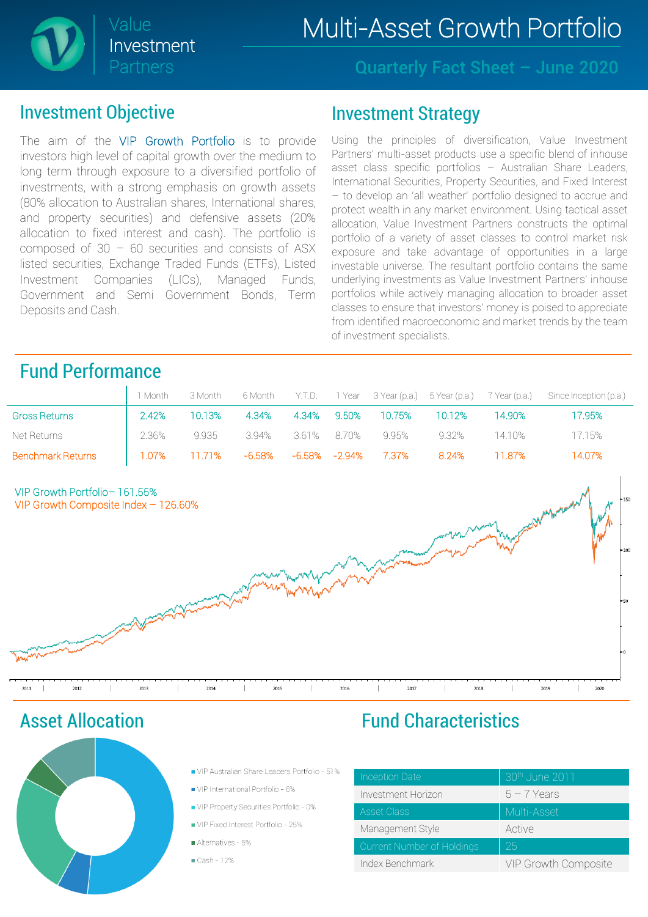# Value Investment Partners

# Multi-Asset Growth Portfolio

## Quarterly Fact Sheet – June 2020

## Investment Objective

The aim of the VIP Growth Portfolio is to provide investors high level of capital growth over the medium to long term through exposure to a diversified portfolio of investments, with a strong emphasis on growth assets (80% allocation to Australian shares, International shares, and property securities) and defensive assets (20% allocation to fixed interest and cash). The portfolio is composed of 30 – 60 securities and consists of ASX listed securities, Exchange Traded Funds (ETFs), Listed Investment Companies (LICs), Managed Funds, Government and Semi Government Bonds, Term Deposits and Cash.

## Investment Strategy

Using the principles of diversification, Value Investment Partners' multi-asset products use a specific blend of inhouse asset class specific portfolios – Australian Share Leaders, International Securities, Property Securities, and Fixed Interest – to develop an 'all weather' portfolio designed to accrue and protect wealth in any market environment. Using tactical asset allocation, Value Investment Partners constructs the optimal portfolio of a variety of asset classes to control market risk exposure and take advantage of opportunities in a large investable universe. The resultant portfolio contains the same underlying investments as Value Investment Partners' inhouse portfolios while actively managing allocation to broader asset classes to ensure that investors' money is poised to appreciate from identified macroeconomic and market trends by the team of investment specialists.

## Fund Performance

| | 1 Month | 3 Month | 6 Month | Y.T.D. | 1 Year | 3 Year (p.a.) | 5 Year (p.a.) | 7 Year (p.a.) | Since Inception (p.a.) |
|---|---|---|---|---|---|---|---|---|---|
| Gross Returns | 2.42% | 10.13% | 4.34% | 4.34% | 9.50% | 10.75% | 10.12% | 14.90% | 17.95% |
| Net Returns | 2.36% | 9.935 | 3.94% | 3.61% | 8.70% | 9.95% | 9.32% | 14.10% | 17.15% |
| Benchmark Returns | 1.07% | 11.71% | -6.58% | -6.58% | -2.94% | 7.37% | 8.24% | 11.87% | 14.07% |

VIP Growth Portfolio– 161.55%
VIP Growth Composite Index – 126.60%

## Asset Allocation

- VIP Australian Share Leaders Portfolio - 51%
- VIP International Portfolio - 6%
- VIP Property Securities Portfolio - 0%
- VIP Fixed Interest Portfolio - 25%
- Alternatives - 5%
- Cash - 12%

## Fund Characteristics

| | |
|---|---|
| Inception Date | 30th June 2011 |
| Investment Horizon | 5 – 7 Years |
| Asset Class | Multi-Asset |
| Management Style | Active |
| Current Number of Holdings | 25 |
| Index Benchmark | VIP Growth Composite |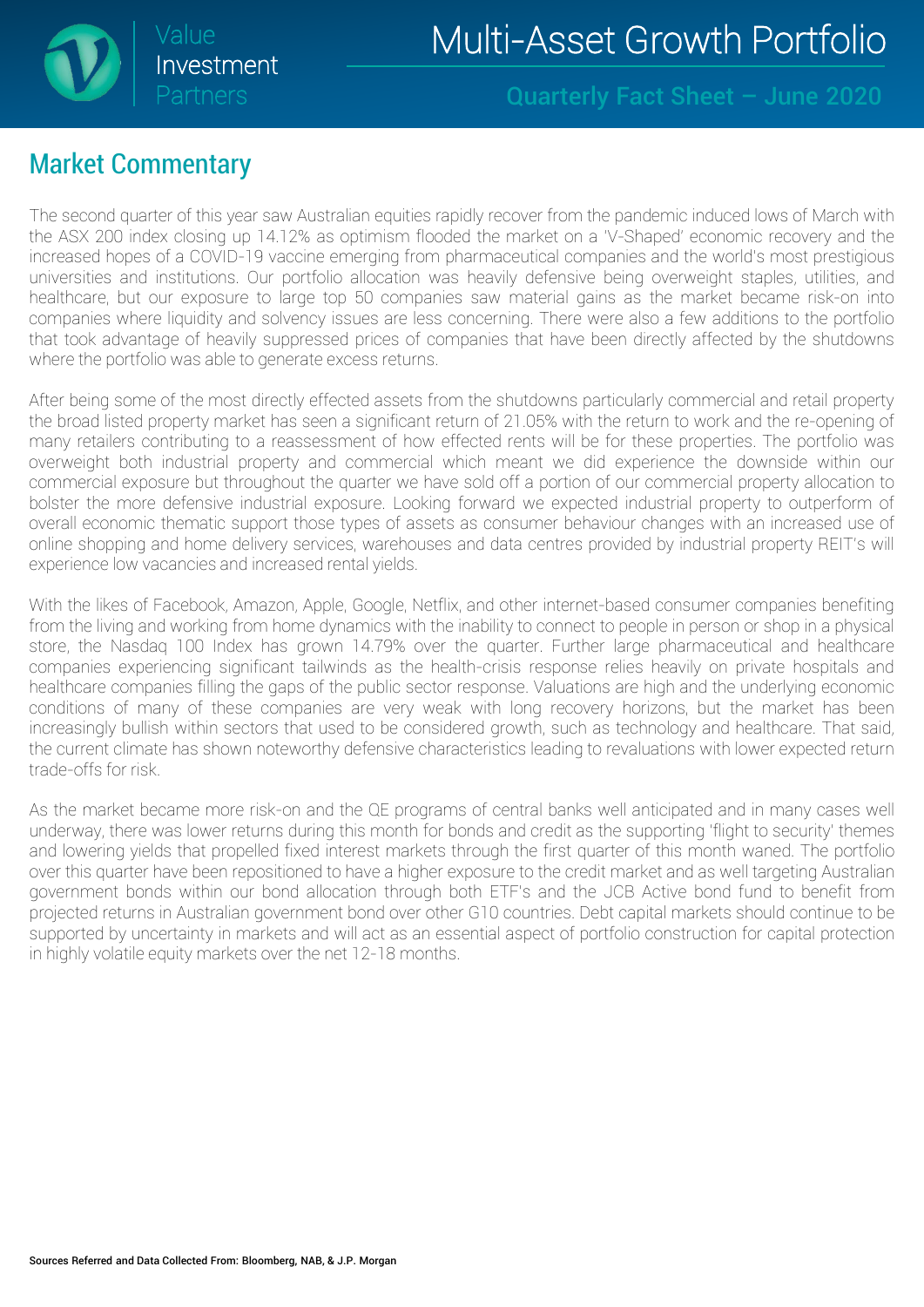## Market Commentary

The second quarter of this year saw Australian equities rapidly recover from the pandemic induced lows of March with the ASX 200 index closing up 14.12% as optimism flooded the market on a 'V-Shaped' economic recovery and the increased hopes of a COVID-19 vaccine emerging from pharmaceutical companies and the world's most prestigious universities and institutions. Our portfolio allocation was heavily defensive being overweight staples, utilities, and healthcare, but our exposure to large top 50 companies saw material gains as the market became risk-on into companies where liquidity and solvency issues are less concerning. There were also a few additions to the portfolio that took advantage of heavily suppressed prices of companies that have been directly affected by the shutdowns where the portfolio was able to generate excess returns.

After being some of the most directly effected assets from the shutdowns particularly commercial and retail property the broad listed property market has seen a significant return of 21.05% with the return to work and the re-opening of many retailers contributing to a reassessment of how effected rents will be for these properties. The portfolio was overweight both industrial property and commercial which meant we did experience the downside within our commercial exposure but throughout the quarter we have sold off a portion of our commercial property allocation to bolster the more defensive industrial exposure. Looking forward we expected industrial property to outperform of overall economic thematic support those types of assets as consumer behaviour changes with an increased use of online shopping and home delivery services, warehouses and data centres provided by industrial property REIT's will experience low vacancies and increased rental yields.

With the likes of Facebook, Amazon, Apple, Google, Netflix, and other internet-based consumer companies benefiting from the living and working from home dynamics with the inability to connect to people in person or shop in a physical store, the Nasdaq 100 Index has grown 14.79% over the quarter. Further large pharmaceutical and healthcare companies experiencing significant tailwinds as the health-crisis response relies heavily on private hospitals and healthcare companies filling the gaps of the public sector response. Valuations are high and the underlying economic conditions of many of these companies are very weak with long recovery horizons, but the market has been increasingly bullish within sectors that used to be considered growth, such as technology and healthcare. That said, the current climate has shown noteworthy defensive characteristics leading to revaluations with lower expected return trade-offs for risk.

As the market became more risk-on and the QE programs of central banks well anticipated and in many cases well underway, there was lower returns during this month for bonds and credit as the supporting 'flight to security' themes and lowering yields that propelled fixed interest markets through the first quarter of this month waned. The portfolio over this quarter have been repositioned to have a higher exposure to the credit market and as well targeting Australian government bonds within our bond allocation through both ETF's and the JCB Active bond fund to benefit from projected returns in Australian government bond over other G10 countries. Debt capital markets should continue to be supported by uncertainty in markets and will act as an essential aspect of portfolio construction for capital protection in highly volatile equity markets over the net 12-18 months.

Sources Referred and Data Collected From: Bloomberg, NAB, & J.P. Morgan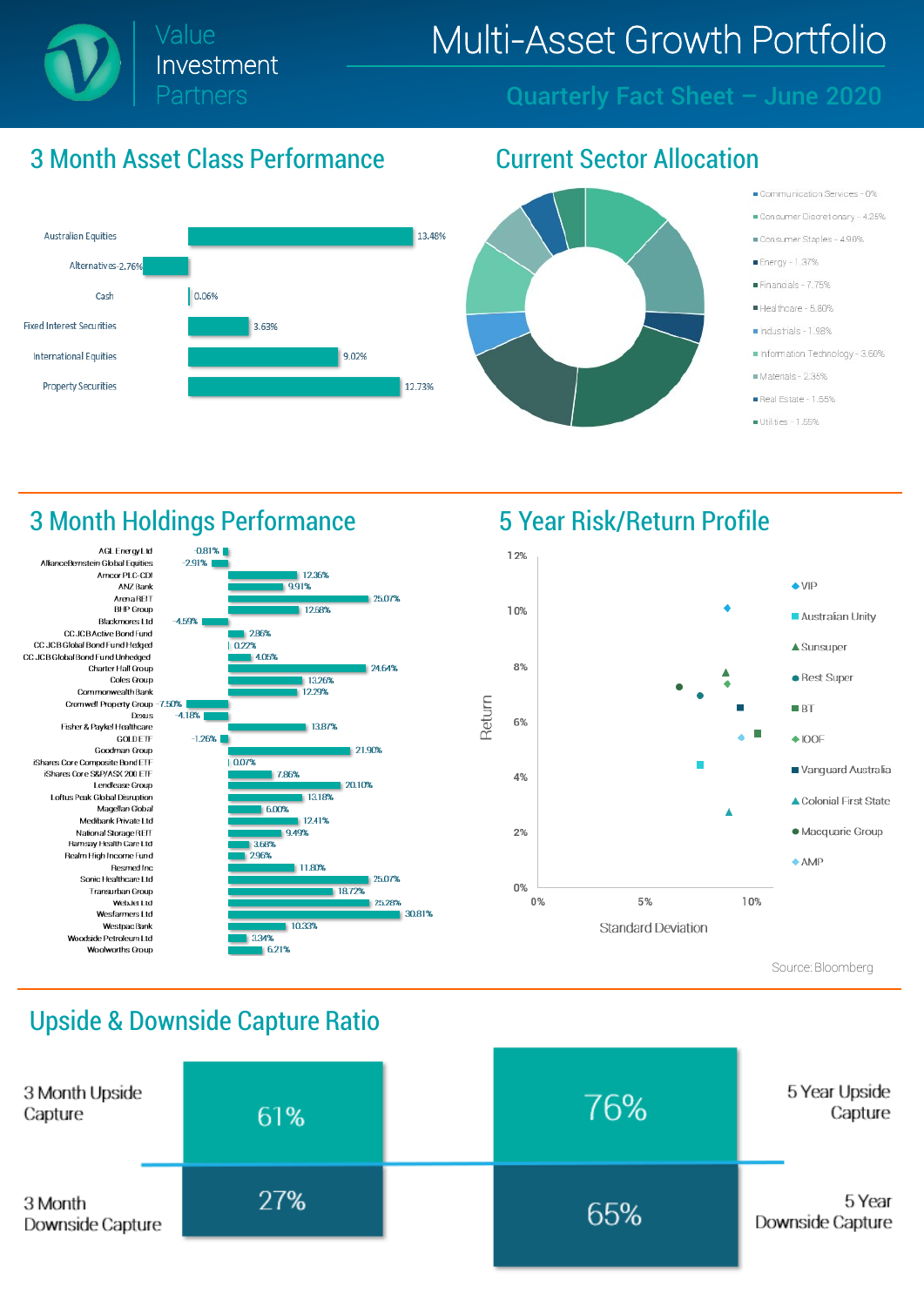# Multi-Asset Growth Portfolio

Value Investment Partners

## Quarterly Fact Sheet – June 2020

## 3 Month Asset Class Performance

| Asset Class | Performance |
| --- | --- |
| Australian Equities | 13.48% |
| Alternatives | -2.76% |
| Cash | 0.06% |
| Fixed Interest Securities | 3.63% |
| International Equities | 9.02% |
| Property Securities | 12.73% |

## Current Sector Allocation

- Communication Services - 0%
- Consumer Discretionary - 4.25%
- Consumer Staples - 4.90%
- Energy - 1.37%
- Financials - 7.75%
- Healthcare - 5.80%
- Industrials - 1.98%
- Information Technology - 3.60%
- Materials - 2.35%
- Real Estate - 1.55%
- Utilities - 1.55%

## 3 Month Holdings Performance

| Holding | Performance |
| --- | --- |
| AGL Energy Ltd | -0.81% |
| AllianceBernstein Global Equities | -2.91% |
| Amcor PLC-CDI | 12.36% |
| ANZ Bank | 9.91% |
| Arena REIT | 25.07% |
| BHP Group | 12.58% |
| Blackmores Ltd | -4.59% |
| CC JCB Active Bond Fund | 2.86% |
| CC JCB Global Bond Fund Hedged | 0.22% |
| CC JCB Global Bond Fund Unhedged | 4.05% |
| Charter Hall Group | 24.64% |
| Coles Group | 13.26% |
| Commonwealth Bank | 12.29% |
| Cromwell Property Group | -7.50% |
| Dexus | -4.18% |
| Fisher & Paykel Healthcare | 13.87% |
| GOLD ETF | -1.26% |
| Goodman Group | 21.90% |
| iShares Core Composite Bond ETF | 0.07% |
| iShares Core S&P/ASX 200 ETF | 7.86% |
| Lendlease Group | 20.10% |
| Loftus Peak Global Disruption | 13.18% |
| Magellan Global | 6.00% |
| Medibank Private Ltd | 12.41% |
| National Storage REIT | 9.49% |
| Ramsay Health Care Ltd | 3.68% |
| Realm High Income Fund | 2.96% |
| Resmed Inc | 11.80% |
| Sonic Healthcare Ltd | 25.07% |
| Transurban Group | 18.72% |
| WebJet Ltd | 25.28% |
| Wesfarmers Ltd | 30.81% |
| Westpac Bank | 10.33% |
| Woodside Petroleum Ltd | 3.34% |
| Woolworths Group | 6.21% |

## 5 Year Risk/Return Profile

Return (0%–12%) vs Standard Deviation (0%–10%)

Legend: VIP, Australian Unity, Sunsuper, Rest Super, BT, IOOF, Vanguard Australia, Colonial First State, Macquarie Group, AMP

Source: Bloomberg

## Upside & Downside Capture Ratio

| | 3 Month | 5 Year |
| --- | --- | --- |
| Upside Capture | 61% | 76% |
| Downside Capture | 27% | 65% |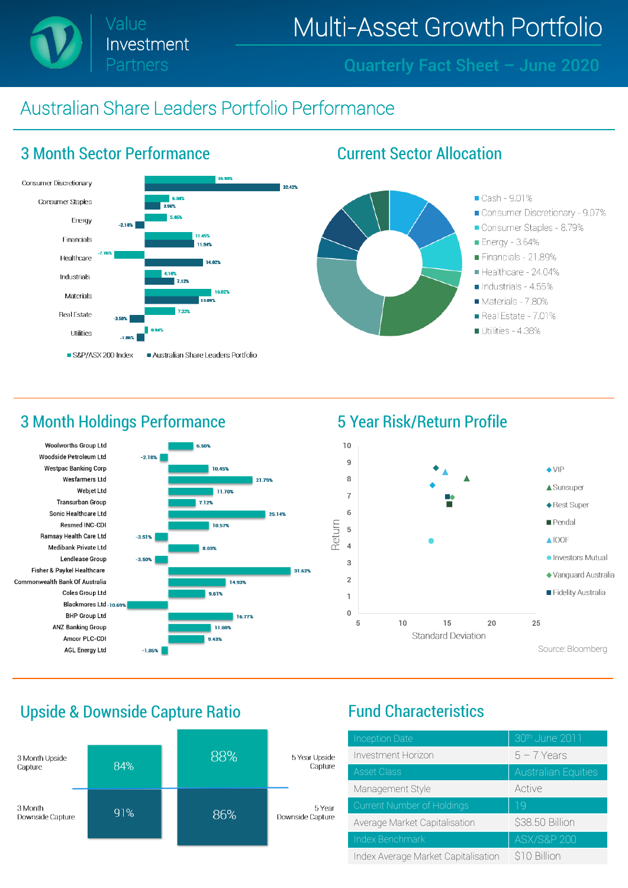# Multi-Asset Growth Portfolio

Value Investment Partners

## Quarterly Fact Sheet – June 2020

## Australian Share Leaders Portfolio Performance

### 3 Month Sector Performance

| Sector | S&P/ASX 200 Index | Australian Share Leaders Portfolio |
|---|---|---|
| Consumer Discretionary | 16.98% | 32.42% |
| Consumer Staples | 6.04% | 3.90% |
| Energy | 5.46% | -2.18% |
| Financials | 11.45% | 11.94% |
| Healthcare | -7.16% | 14.02% |
| Industrials | 4.10% | 7.12% |
| Materials | 16.02% | 13.09% |
| Real Estate | 7.33% | -3.50% |
| Utilities | 0.94% | -1.86% |

### Current Sector Allocation

- Cash - 9.01%
- Consumer Discretionary - 9.07%
- Consumer Staples - 8.79%
- Energy - 3.64%
- Financials - 21.89%
- Healthcare - 24.04%
- Industrials - 4.55%
- Materials - 7.80%
- Real Estate - 7.01%
- Utilities - 4.38%

### 3 Month Holdings Performance

| Holding | Performance |
|---|---|
| Woolworths Group Ltd | 6.50% |
| Woodside Petroleum Ltd | -2.18% |
| Westpac Banking Corp | 10.45% |
| Wesfarmers Ltd | 21.79% |
| Webjet Ltd | 11.70% |
| Transurban Group | 7.12% |
| Sonic Healthcare Ltd | 25.14% |
| Resmed INC-CDI | 10.57% |
| Ramsay Health Care Ltd | -3.51% |
| Medibank Private Ltd | 8.03% |
| Lendlease Group | -3.50% |
| Fisher & Paykel Healthcare | 31.62% |
| Commonwealth Bank Of Australia | 14.93% |
| Coles Group Ltd | 9.61% |
| Blackmores Ltd | -10.69% |
| BHP Group Ltd | 16.77% |
| ANZ Banking Group | 11.08% |
| Amcor PLC-CDI | 9.43% |
| AGL Energy Ltd | -1.86% |

### 5 Year Risk/Return Profile

Return vs Standard Deviation; series: VIP, Sunsuper, Rest Super, Pendal, IOOF, Investors Mutual, Vanguard Australia, Fidelity Australia

Source: Bloomberg

### Upside & Downside Capture Ratio

| | 3 Month | 5 Year |
|---|---|---|
| Upside Capture | 84% | 88% |
| Downside Capture | 91% | 86% |

### Fund Characteristics

| Characteristic | Value |
|---|---|
| Inception Date | 30th June 2011 |
| Investment Horizon | 5 – 7 Years |
| Asset Class | Australian Equities |
| Management Style | Active |
| Current Number of Holdings | 19 |
| Average Market Capitalisation | $38.50 Billion |
| Index Benchmark | ASX/S&P 200 |
| Index Average Market Capitalisation | $10 Billion |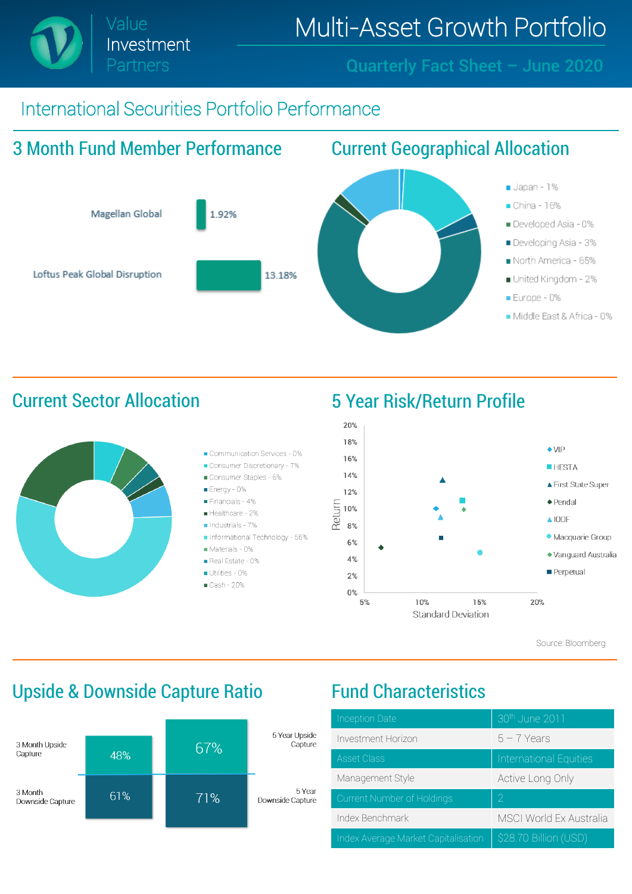Value Investment Partners

# Multi-Asset Growth Portfolio

**Quarterly Fact Sheet – June 2020**

## International Securities Portfolio Performance

### 3 Month Fund Member Performance

| Fund | Performance |
|---|---|
| Magellan Global | 1.92% |
| Loftus Peak Global Disruption | 13.18% |

### Current Geographical Allocation

- Japan - 1%
- China - 16%
- Developed Asia - 0%
- Developing Asia - 3%
- North America - 65%
- United Kingdom - 2%
- Europe - 0%
- Middle East & Africa - 0%

### Current Sector Allocation

- Communication Services - 0%
- Consumer Discretionary - 7%
- Consumer Staples - 6%
- Energy - 0%
- Financials - 4%
- Healthcare - 2%
- Industrials - 7%
- Informational Technology - 55%
- Materials - 0%
- Real Estate - 0%
- Utilities - 0%
- Cash - 20%

### 5 Year Risk/Return Profile

Return (0% – 20%) vs Standard Deviation (5% – 20%)

- VIP
- HESTA
- First State Super
- Pendal
- IOOF
- Macquarie Group
- Vanguard Australia
- Perpetual

Source: Bloomberg

### Upside & Downside Capture Ratio

| | 3 Month | 5 Year |
|---|---|---|
| Upside Capture | 48% | 67% |
| Downside Capture | 61% | 71% |

### Fund Characteristics

| | |
|---|---|
| Inception Date | 30th June 2011 |
| Investment Horizon | 5 – 7 Years |
| Asset Class | International Equities |
| Management Style | Active Long Only |
| Current Number of Holdings | 2 |
| Index Benchmark | MSCI World Ex Australia |
| Index Average Market Capitalisation | $28.70 Billion (USD) |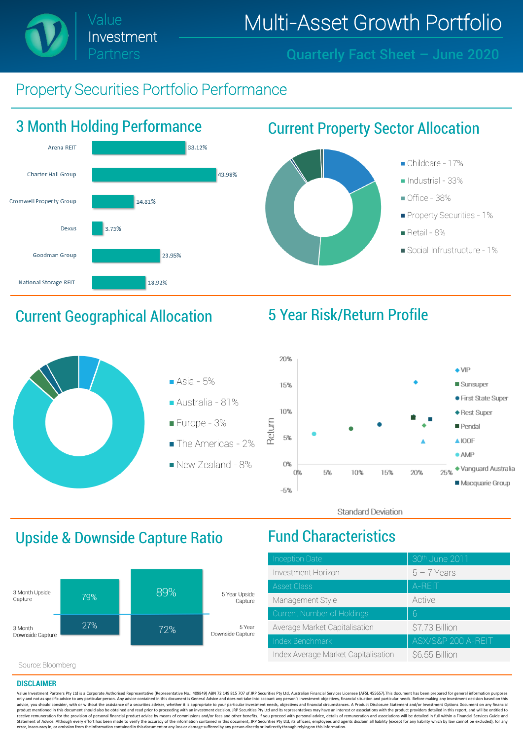# Multi-Asset Growth Portfolio

Value Investment Partners

Quarterly Fact Sheet – June 2020

## Property Securities Portfolio Performance

### 3 Month Holding Performance

| Holding | Performance |
|---|---|
| Arena REIT | 33.12% |
| Charter Hall Group | 43.98% |
| Cromwell Property Group | 14.81% |
| Dexus | 3.75% |
| Goodman Group | 23.95% |
| National Storage REIT | 18.92% |

### Current Property Sector Allocation

- Childcare - 17%
- Industrial - 33%
- Office - 38%
- Property Securities - 1%
- Retail - 8%
- Social Infrustructure - 1%

### Current Geographical Allocation

- Asia - 5%
- Australia - 81%
- Europe - 3%
- The Americas - 2%
- New Zealand - 8%

### 5 Year Risk/Return Profile

Return vs Standard Deviation

- VIP
- Sunsuper
- First State Super
- Rest Super
- Pendal
- IOOF
- AMP
- Vanguard Australia
- Macquarie Group

### Upside & Downside Capture Ratio

| | 3 Month | 5 Year |
|---|---|---|
| Upside Capture | 79% | 89% |
| Downside Capture | 27% | 72% |

Source: Bloomberg

### Fund Characteristics

| | |
|---|---|
| Inception Date | 30th June 2011 |
| Investment Horizon | 5 – 7 Years |
| Asset Class | A-REIT |
| Management Style | Active |
| Current Number of Holdings | 6 |
| Average Market Capitalisation | $7.73 Billion |
| Index Benchmark | ASX/S&P 200 A-REIT |
| Index Average Market Capitalisation | $6.55 Billion |

**DISCLAIMER**

Value Investment Partners Pty Ltd is a Corporate Authorised Representative (Representative No.: 409849) ABN 72 149 815 707 of JRP Securities Pty Ltd, Australian Financial Services Licensee (AFSL 455657).This document has been prepared for general information purposes only and not as specific advice to any particular person. Any advice contained in this document is General Advice and does not take into account any person's investment objectives, financial situation and particular needs. Before making any investment decision based on this advice, you should consider, with or without the assistance of a securities adviser, whether it is appropriate to your particular investment needs, objectives and financial circumstances. A Product Disclosure Statement and/or Investment Options Document on any financial product mentioned in this document should also be obtained and read prior to proceeding with an investment decision. JRP Securities Pty Ltd and its representatives may have an interest or associations with the product providers detailed in this report, and will be entitled to receive remuneration for the provision of personal financial product advice by means of commissions and/or fees and other benefits. If you proceed with personal advice, details of remuneration and associations will be detailed in full within a Financial Services Guide and Statement of Advice. Although every effort has been made to verify the accuracy of the information contained in this document, JRP Securities Pty Ltd, its officers, employees and agents disclaim all liability (except for any liability which by law cannot be excluded), for any error, inaccuracy in, or omission from the information contained in this document or any loss or damage suffered by any person directly or indirectly through relying on this information.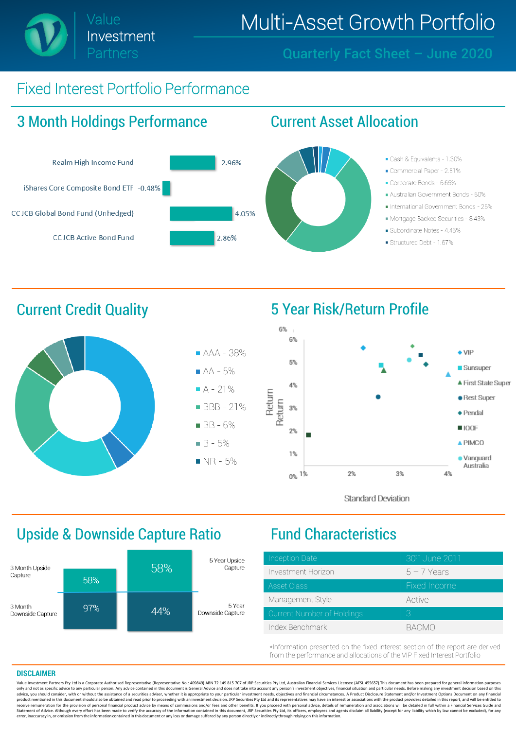Value Investment Partners

# Multi-Asset Growth Portfolio

Quarterly Fact Sheet – June 2020

## Fixed Interest Portfolio Performance

### 3 Month Holdings Performance

Realm High Income Fund 2.96%
iShares Core Composite Bond ETF -0.48%
CC JCB Global Bond Fund (Unhedged) 4.05%
CC JCB Active Bond Fund 2.86%

### Current Asset Allocation

- Cash & Equivalents - 1.30%
- Commercial Paper - 2.51%
- Corporate Bonds - 6.65%
- Australian Government Bonds - 50%
- International Government Bonds - 25%
- Mortgage Backed Securities - 8.43%
- Subordinate Notes - 4.45%
- Structured Debt - 1.67%

### Current Credit Quality

- AAA - 38%
- AA - 5%
- A - 21%
- BBB - 21%
- BB - 6%
- B - 5%
- NR - 5%

### 5 Year Risk/Return Profile

Return
0% 1% 2% 3% 4% 5% 6%
1% 2% 3% 4%
Standard Deviation

- VIP
- Sunsuper
- First State Super
- Rest Super
- Pendal
- IOOF
- PIMCO
- Vanguard Australia

### Upside & Downside Capture Ratio

3 Month Upside Capture 58%
3 Month Downside Capture 97%
5 Year Upside Capture 58%
5 Year Downside Capture 44%

### Fund Characteristics

| | |
|---|---|
| Inception Date | 30th June 2011 |
| Investment Horizon | 5 – 7 Years |
| Asset Class | Fixed Income |
| Management Style | Active |
| Current Number of Holdings | 3 |
| Index Benchmark | BACM0 |

*Information presented on the fixed interest section of the report are derived from the performance and allocations of the VIP Fixed Interest Portfolio

**DISCLAIMER**

Value Investment Partners Pty Ltd is a Corporate Authorised Representative (Representative No.: 409849) ABN 72 149 815 707 of JRP Securities Pty Ltd, Australian Financial Services Licensee (AFSL 455657).This document has been prepared for general information purposes only and not as specific advice to any particular person. Any advice contained in this document is General Advice and does not take into account any person's investment objectives, financial situation and particular needs. Before making any investment decision based on this advice, you should consider, with or without the assistance of a securities adviser, whether it is appropriate to your particular investment needs, objectives and financial circumstances. A Product Disclosure Statement and/or Investment Options Document on any financial product mentioned in this document should also be obtained and read prior to proceeding with an investment decision. JRP Securities Pty Ltd and its representatives may have an interest or associations with the product providers detailed in this report, and will be entitled to receive remuneration for the provision of personal financial product advice by means of commissions and/or fees and other benefits. If you proceed with personal advice, details of remuneration and associations will be detailed in full within a Financial Services Guide and Statement of Advice. Although every effort has been made to verify the accuracy of the information contained in this document, JRP Securities Pty Ltd, its officers, employees and agents disclaim all liability (except for any liability which by law cannot be excluded), for any error, inaccuracy in, or omission from the information contained in this document or any loss or damage suffered by any person directly or indirectly through relying on this information.